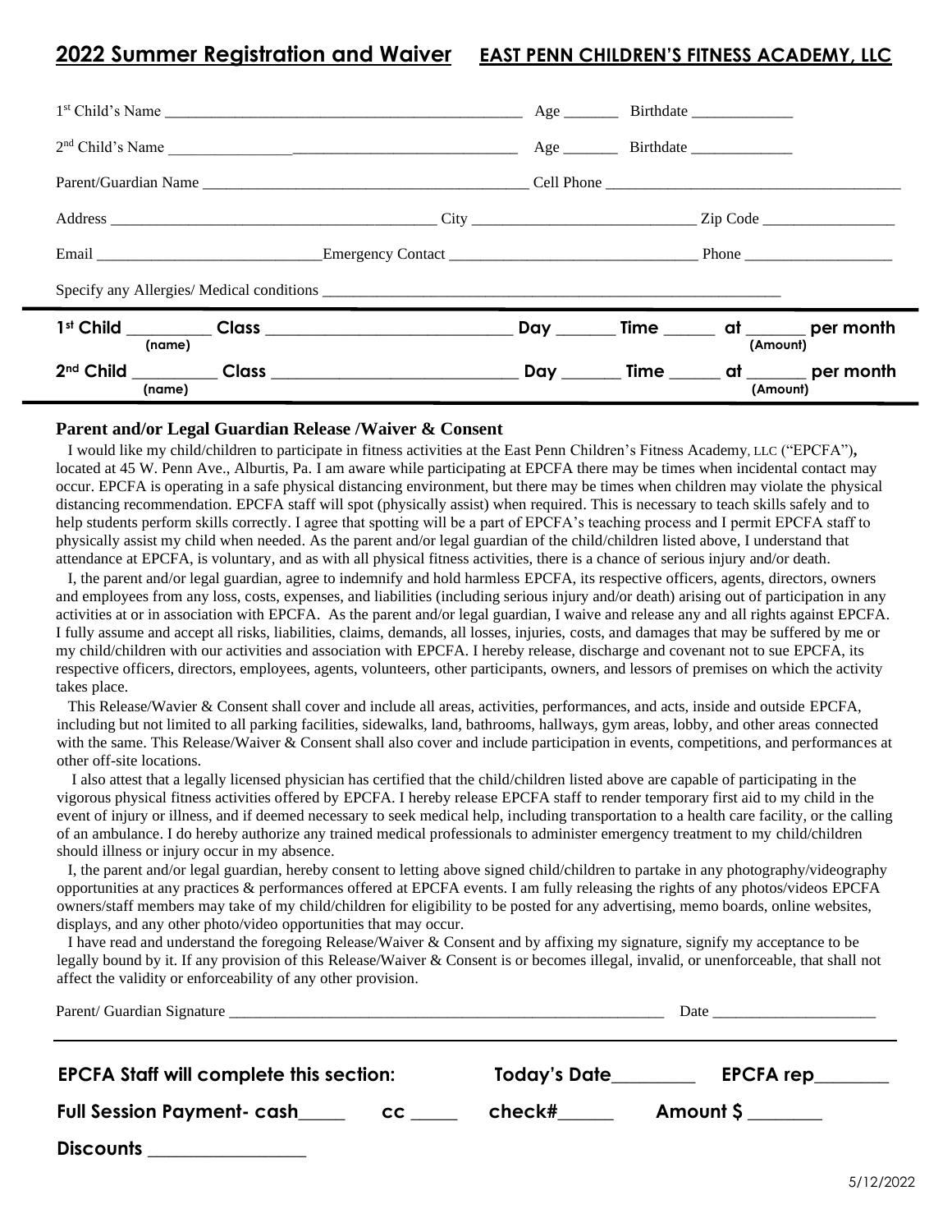# 2022 Summer Registration and Waiver

**EAST PENN CHILDREN'S FITNESS ACADEMY, LLC**

1st Child's Name ____________________________________________ Age _______ Birthdate _____________

2nd Child's Name ____________________________________________ Age _______ Birthdate _____________

Parent/Guardian Name ________________________________________ Cell Phone ____________________________________

Address _________________________________________ City ____________________________ Zip Code _________________

Email ____________________________ Emergency Contact _______________________________ Phone ___________________

Specify any Allergies/ Medical conditions ____________________________________________________________

**1st Child** _________ **Class** ____________________________ **Day** ______ **Time** ______ **at** ______ **per month**
(name) (Amount)

**2nd Child** _________ **Class** ____________________________ **Day** ______ **Time** ______ **at** ______ **per month**
(name) (Amount)

## Parent and/or Legal Guardian Release /Waiver & Consent

I would like my child/children to participate in fitness activities at the East Penn Children's Fitness Academy, LLC ("EPCFA"), located at 45 W. Penn Ave., Alburtis, Pa. I am aware while participating at EPCFA there may be times when incidental contact may occur. EPCFA is operating in a safe physical distancing environment, but there may be times when children may violate the physical distancing recommendation. EPCFA staff will spot (physically assist) when required. This is necessary to teach skills safely and to help students perform skills correctly. I agree that spotting will be a part of EPCFA's teaching process and I permit EPCFA staff to physically assist my child when needed. As the parent and/or legal guardian of the child/children listed above, I understand that attendance at EPCFA, is voluntary, and as with all physical fitness activities, there is a chance of serious injury and/or death.

I, the parent and/or legal guardian, agree to indemnify and hold harmless EPCFA, its respective officers, agents, directors, owners and employees from any loss, costs, expenses, and liabilities (including serious injury and/or death) arising out of participation in any activities at or in association with EPCFA. As the parent and/or legal guardian, I waive and release any and all rights against EPCFA. I fully assume and accept all risks, liabilities, claims, demands, all losses, injuries, costs, and damages that may be suffered by me or my child/children with our activities and association with EPCFA. I hereby release, discharge and covenant not to sue EPCFA, its respective officers, directors, employees, agents, volunteers, other participants, owners, and lessors of premises on which the activity takes place.

This Release/Wavier & Consent shall cover and include all areas, activities, performances, and acts, inside and outside EPCFA, including but not limited to all parking facilities, sidewalks, land, bathrooms, hallways, gym areas, lobby, and other areas connected with the same. This Release/Waiver & Consent shall also cover and include participation in events, competitions, and performances at other off-site locations.

I also attest that a legally licensed physician has certified that the child/children listed above are capable of participating in the vigorous physical fitness activities offered by EPCFA. I hereby release EPCFA staff to render temporary first aid to my child in the event of injury or illness, and if deemed necessary to seek medical help, including transportation to a health care facility, or the calling of an ambulance. I do hereby authorize any trained medical professionals to administer emergency treatment to my child/children should illness or injury occur in my absence.

I, the parent and/or legal guardian, hereby consent to letting above signed child/children to partake in any photography/videography opportunities at any practices & performances offered at EPCFA events. I am fully releasing the rights of any photos/videos EPCFA owners/staff members may take of my child/children for eligibility to be posted for any advertising, memo boards, online websites, displays, and any other photo/video opportunities that may occur.

I have read and understand the foregoing Release/Waiver & Consent and by affixing my signature, signify my acceptance to be legally bound by it. If any provision of this Release/Waiver & Consent is or becomes illegal, invalid, or unenforceable, that shall not affect the validity or enforceability of any other provision.

Parent/ Guardian Signature ___________________________________________________________ Date _____________________

**EPCFA Staff will complete this section:** **Today's Date**_________ **EPCFA rep**________

**Full Session Payment- cash**_____ **cc** _____ **check#**______ **Amount $** ________

**Discounts** _________________

5/12/2022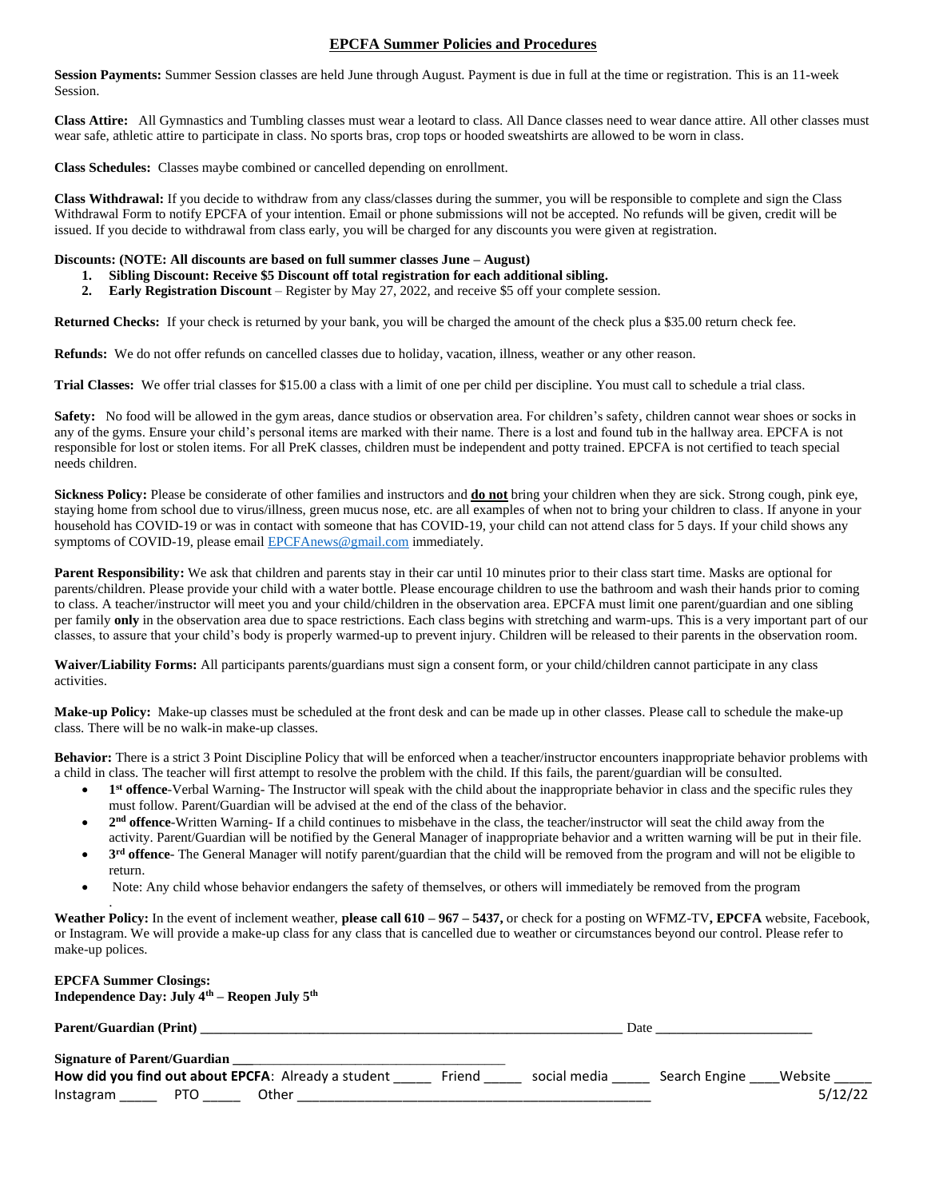## EPCFA Summer Policies and Procedures

**Session Payments:** Summer Session classes are held June through August. Payment is due in full at the time or registration. This is an 11-week Session.

**Class Attire:** All Gymnastics and Tumbling classes must wear a leotard to class. All Dance classes need to wear dance attire. All other classes must wear safe, athletic attire to participate in class. No sports bras, crop tops or hooded sweatshirts are allowed to be worn in class.

**Class Schedules:** Classes maybe combined or cancelled depending on enrollment.

**Class Withdrawal:** If you decide to withdraw from any class/classes during the summer, you will be responsible to complete and sign the Class Withdrawal Form to notify EPCFA of your intention. Email or phone submissions will not be accepted. No refunds will be given, credit will be issued. If you decide to withdrawal from class early, you will be charged for any discounts you were given at registration.

**Discounts: (NOTE: All discounts are based on full summer classes June – August)**

1. **Sibling Discount: Receive $5 Discount off total registration for each additional sibling.**
2. **Early Registration Discount** – Register by May 27, 2022, and receive $5 off your complete session.

**Returned Checks:** If your check is returned by your bank, you will be charged the amount of the check plus a $35.00 return check fee.

**Refunds:** We do not offer refunds on cancelled classes due to holiday, vacation, illness, weather or any other reason.

**Trial Classes:** We offer trial classes for $15.00 a class with a limit of one per child per discipline. You must call to schedule a trial class.

**Safety:** No food will be allowed in the gym areas, dance studios or observation area. For children's safety, children cannot wear shoes or socks in any of the gyms. Ensure your child's personal items are marked with their name. There is a lost and found tub in the hallway area. EPCFA is not responsible for lost or stolen items. For all PreK classes, children must be independent and potty trained. EPCFA is not certified to teach special needs children.

**Sickness Policy:** Please be considerate of other families and instructors and **do not** bring your children when they are sick. Strong cough, pink eye, staying home from school due to virus/illness, green mucus nose, etc. are all examples of when not to bring your children to class. If anyone in your household has COVID-19 or was in contact with someone that has COVID-19, your child can not attend class for 5 days. If your child shows any symptoms of COVID-19, please email EPCFAnews@gmail.com immediately.

**Parent Responsibility:** We ask that children and parents stay in their car until 10 minutes prior to their class start time. Masks are optional for parents/children. Please provide your child with a water bottle. Please encourage children to use the bathroom and wash their hands prior to coming to class. A teacher/instructor will meet you and your child/children in the observation area. EPCFA must limit one parent/guardian and one sibling per family **only** in the observation area due to space restrictions. Each class begins with stretching and warm-ups. This is a very important part of our classes, to assure that your child's body is properly warmed-up to prevent injury. Children will be released to their parents in the observation room.

**Waiver/Liability Forms:** All participants parents/guardians must sign a consent form, or your child/children cannot participate in any class activities.

**Make-up Policy:** Make-up classes must be scheduled at the front desk and can be made up in other classes. Please call to schedule the make-up class. There will be no walk-in make-up classes.

**Behavior:** There is a strict 3 Point Discipline Policy that will be enforced when a teacher/instructor encounters inappropriate behavior problems with a child in class. The teacher will first attempt to resolve the problem with the child. If this fails, the parent/guardian will be consulted.

- **1st offence**-Verbal Warning- The Instructor will speak with the child about the inappropriate behavior in class and the specific rules they must follow. Parent/Guardian will be advised at the end of the class of the behavior.
- **2nd offence**-Written Warning- If a child continues to misbehave in the class, the teacher/instructor will seat the child away from the activity. Parent/Guardian will be notified by the General Manager of inappropriate behavior and a written warning will be put in their file.
- **3rd offence**- The General Manager will notify parent/guardian that the child will be removed from the program and will not be eligible to return.
- Note: Any child whose behavior endangers the safety of themselves, or others will immediately be removed from the program.

**Weather Policy:** In the event of inclement weather, **please call 610 – 967 – 5437,** or check for a posting on WFMZ-TV**, EPCFA** website, Facebook, or Instagram. We will provide a make-up class for any class that is cancelled due to weather or circumstances beyond our control. Please refer to make-up polices.

**EPCFA Summer Closings:**
**Independence Day: July 4th – Reopen July 5th**

**Parent/Guardian (Print)** ______________________________________________ Date ____________________

**Signature of Parent/Guardian** ________________________________

**How did you find out about EPCFA**: Already a student _____ Friend _____ social media _____ Search Engine ____Website _____
Instagram _____ PTO _____ Other ____________________________________________

5/12/22